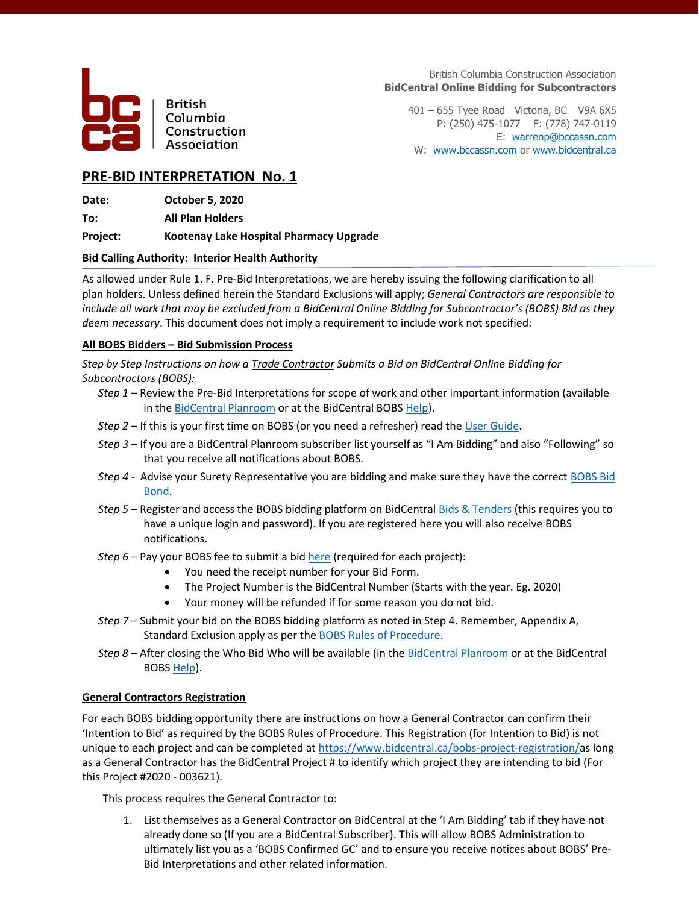British Columbia Construction Association

British Columbia Construction Association
**BidCentral Online Bidding for Subcontractors**

401 – 655 Tyee Road Victoria, BC V9A 6X5
P: (250) 475-1077 F: (778) 747-0119
E: warrenp@bccassn.com
W: www.bccassn.com or www.bidcentral.ca

# PRE-BID INTERPRETATION No. 1

**Date:** **October 5, 2020**

**To:** **All Plan Holders**

**Project:** **Kootenay Lake Hospital Pharmacy Upgrade**

**Bid Calling Authority: Interior Health Authority**

As allowed under Rule 1. F. Pre-Bid Interpretations, we are hereby issuing the following clarification to all plan holders. Unless defined herein the Standard Exclusions will apply; *General Contractors are responsible to include all work that may be excluded from a BidCentral Online Bidding for Subcontractor's (BOBS) Bid as they deem necessary*. This document does not imply a requirement to include work not specified:

**All BOBS Bidders – Bid Submission Process**

*Step by Step Instructions on how a Trade Contractor Submits a Bid on BidCentral Online Bidding for Subcontractors (BOBS):*

*Step 1* – Review the Pre-Bid Interpretations for scope of work and other important information (available in the BidCentral Planroom or at the BidCentral BOBS Help).

*Step 2* – If this is your first time on BOBS (or you need a refresher) read the User Guide.

*Step 3* – If you are a BidCentral Planroom subscriber list yourself as "I Am Bidding" and also "Following" so that you receive all notifications about BOBS.

*Step 4* - Advise your Surety Representative you are bidding and make sure they have the correct BOBS Bid Bond.

*Step 5* – Register and access the BOBS bidding platform on BidCentral Bids & Tenders (this requires you to have a unique login and password). If you are registered here you will also receive BOBS notifications.

*Step 6* – Pay your BOBS fee to submit a bid here (required for each project):

- You need the receipt number for your Bid Form.
- The Project Number is the BidCentral Number (Starts with the year. Eg. 2020)
- Your money will be refunded if for some reason you do not bid.

*Step 7* – Submit your bid on the BOBS bidding platform as noted in Step 4. Remember, Appendix A, Standard Exclusion apply as per the BOBS Rules of Procedure.

*Step 8* – After closing the Who Bid Who will be available (in the BidCentral Planroom or at the BidCentral BOBS Help).

**General Contractors Registration**

For each BOBS bidding opportunity there are instructions on how a General Contractor can confirm their 'Intention to Bid' as required by the BOBS Rules of Procedure. This Registration (for Intention to Bid) is not unique to each project and can be completed at https://www.bidcentral.ca/bobs-project-registration/as long as a General Contractor has the BidCentral Project # to identify which project they are intending to bid (For this Project #2020 - 003621).

This process requires the General Contractor to:

1. List themselves as a General Contractor on BidCentral at the 'I Am Bidding' tab if they have not already done so (If you are a BidCentral Subscriber). This will allow BOBS Administration to ultimately list you as a 'BOBS Confirmed GC' and to ensure you receive notices about BOBS' Pre-Bid Interpretations and other related information.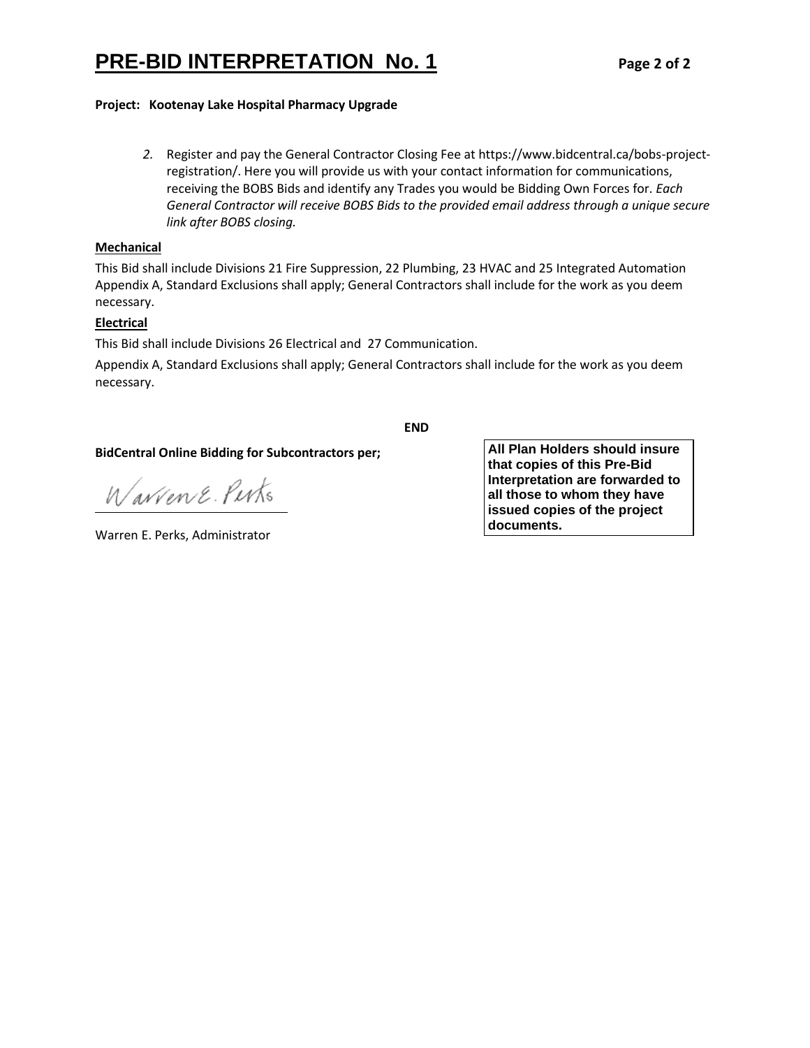# PRE-BID INTERPRETATION No. 1

**Project: Kootenay Lake Hospital Pharmacy Upgrade**

2. Register and pay the General Contractor Closing Fee at https://www.bidcentral.ca/bobs-project-registration/. Here you will provide us with your contact information for communications, receiving the BOBS Bids and identify any Trades you would be Bidding Own Forces for. *Each General Contractor will receive BOBS Bids to the provided email address through a unique secure link after BOBS closing.*

**Mechanical**

This Bid shall include Divisions 21 Fire Suppression, 22 Plumbing, 23 HVAC and 25 Integrated Automation Appendix A, Standard Exclusions shall apply; General Contractors shall include for the work as you deem necessary.

**Electrical**

This Bid shall include Divisions 26 Electrical and 27 Communication.

Appendix A, Standard Exclusions shall apply; General Contractors shall include for the work as you deem necessary.

**END**

**BidCentral Online Bidding for Subcontractors per;**

Warren E. Perks

Warren E. Perks, Administrator

**All Plan Holders should insure that copies of this Pre-Bid Interpretation are forwarded to all those to whom they have issued copies of the project documents.**